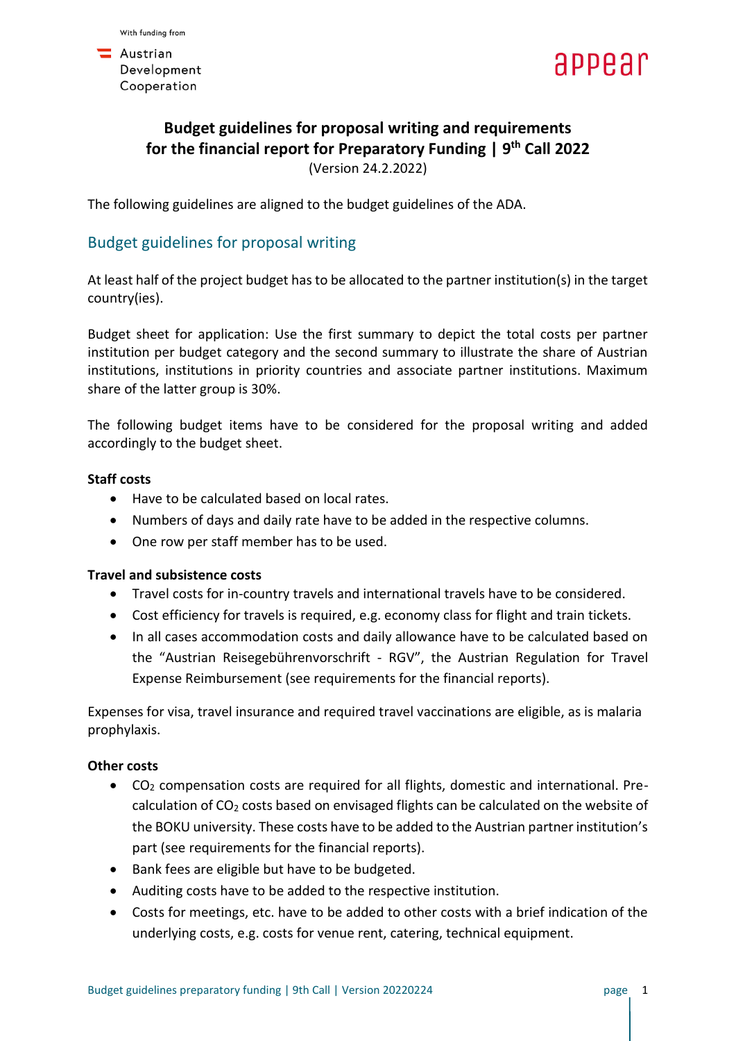With funding from

Austrian Development Cooperation

appear

# Budget guidelines for proposal writing and requirements for the financial report for Preparatory Funding | 9th Call 2022

(Version 24.2.2022)

The following guidelines are aligned to the budget guidelines of the ADA.

## Budget guidelines for proposal writing

At least half of the project budget has to be allocated to the partner institution(s) in the target country(ies).

Budget sheet for application: Use the first summary to depict the total costs per partner institution per budget category and the second summary to illustrate the share of Austrian institutions, institutions in priority countries and associate partner institutions. Maximum share of the latter group is 30%.

The following budget items have to be considered for the proposal writing and added accordingly to the budget sheet.

**Staff costs**

- Have to be calculated based on local rates.
- Numbers of days and daily rate have to be added in the respective columns.
- One row per staff member has to be used.

**Travel and subsistence costs**

- Travel costs for in-country travels and international travels have to be considered.
- Cost efficiency for travels is required, e.g. economy class for flight and train tickets.
- In all cases accommodation costs and daily allowance have to be calculated based on the "Austrian Reisegebührenvorschrift - RGV", the Austrian Regulation for Travel Expense Reimbursement (see requirements for the financial reports).

Expenses for visa, travel insurance and required travel vaccinations are eligible, as is malaria prophylaxis.

**Other costs**

- $CO_2$ compensation costs are required for all flights, domestic and international. Pre-calculation of $CO_2$ costs based on envisaged flights can be calculated on the website of the BOKU university. These costs have to be added to the Austrian partner institution's part (see requirements for the financial reports).
- Bank fees are eligible but have to be budgeted.
- Auditing costs have to be added to the respective institution.
- Costs for meetings, etc. have to be added to other costs with a brief indication of the underlying costs, e.g. costs for venue rent, catering, technical equipment.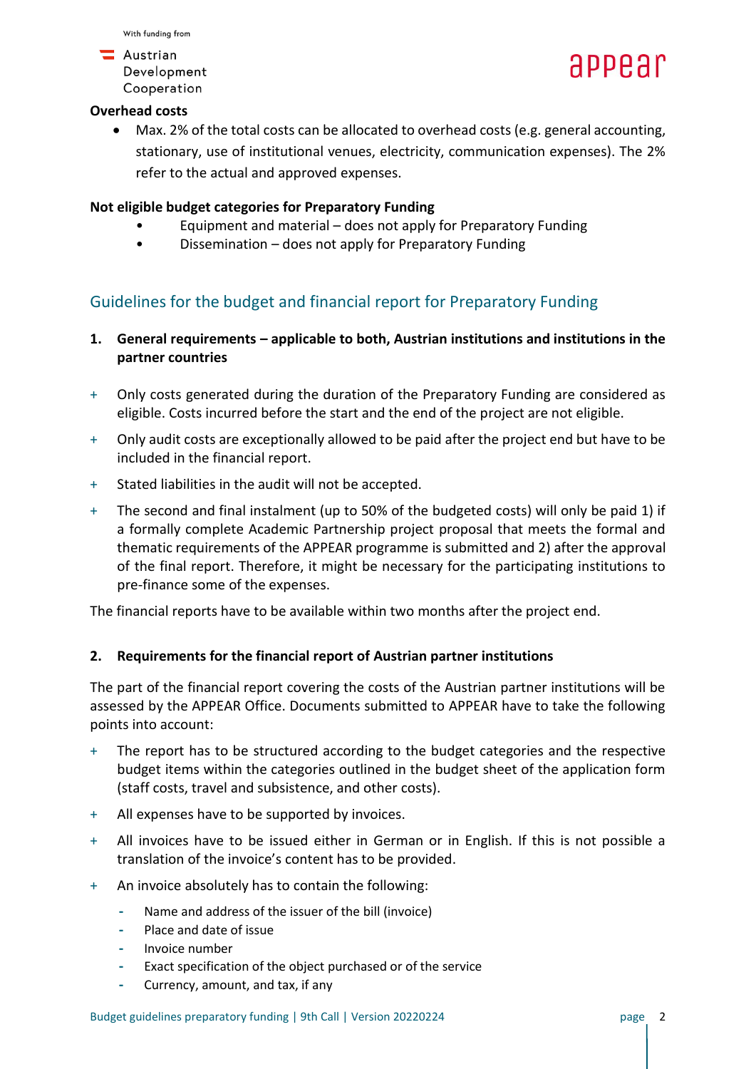**Overhead costs**

- Max. 2% of the total costs can be allocated to overhead costs (e.g. general accounting, stationary, use of institutional venues, electricity, communication expenses). The 2% refer to the actual and approved expenses.

**Not eligible budget categories for Preparatory Funding**

- Equipment and material – does not apply for Preparatory Funding
- Dissemination – does not apply for Preparatory Funding

## Guidelines for the budget and financial report for Preparatory Funding

### 1. General requirements – applicable to both, Austrian institutions and institutions in the partner countries

+ Only costs generated during the duration of the Preparatory Funding are considered as eligible. Costs incurred before the start and the end of the project are not eligible.
+ Only audit costs are exceptionally allowed to be paid after the project end but have to be included in the financial report.
+ Stated liabilities in the audit will not be accepted.
+ The second and final instalment (up to 50% of the budgeted costs) will only be paid 1) if a formally complete Academic Partnership project proposal that meets the formal and thematic requirements of the APPEAR programme is submitted and 2) after the approval of the final report. Therefore, it might be necessary for the participating institutions to pre-finance some of the expenses.

The financial reports have to be available within two months after the project end.

### 2. Requirements for the financial report of Austrian partner institutions

The part of the financial report covering the costs of the Austrian partner institutions will be assessed by the APPEAR Office. Documents submitted to APPEAR have to take the following points into account:

+ The report has to be structured according to the budget categories and the respective budget items within the categories outlined in the budget sheet of the application form (staff costs, travel and subsistence, and other costs).
+ All expenses have to be supported by invoices.
+ All invoices have to be issued either in German or in English. If this is not possible a translation of the invoice's content has to be provided.
+ An invoice absolutely has to contain the following:
    - Name and address of the issuer of the bill (invoice)
    - Place and date of issue
    - Invoice number
    - Exact specification of the object purchased or of the service
    - Currency, amount, and tax, if any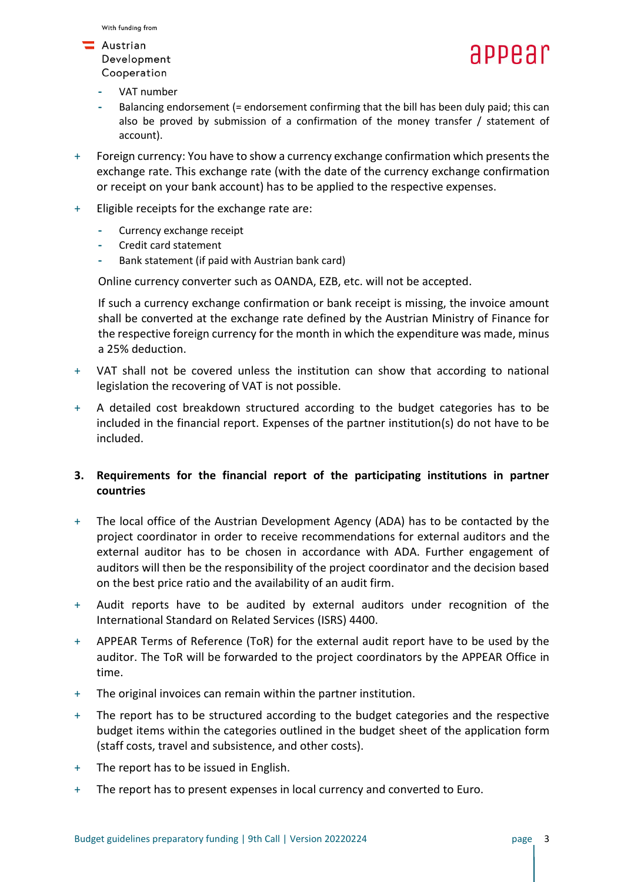- VAT number
  - Balancing endorsement (= endorsement confirming that the bill has been duly paid; this can also be proved by submission of a confirmation of the money transfer / statement of account).

+ Foreign currency: You have to show a currency exchange confirmation which presents the exchange rate. This exchange rate (with the date of the currency exchange confirmation or receipt on your bank account) has to be applied to the respective expenses.

+ Eligible receipts for the exchange rate are:

  - Currency exchange receipt
  - Credit card statement
  - Bank statement (if paid with Austrian bank card)

  Online currency converter such as OANDA, EZB, etc. will not be accepted.

  If such a currency exchange confirmation or bank receipt is missing, the invoice amount shall be converted at the exchange rate defined by the Austrian Ministry of Finance for the respective foreign currency for the month in which the expenditure was made, minus a 25% deduction.

+ VAT shall not be covered unless the institution can show that according to national legislation the recovering of VAT is not possible.

+ A detailed cost breakdown structured according to the budget categories has to be included in the financial report. Expenses of the partner institution(s) do not have to be included.

## 3. Requirements for the financial report of the participating institutions in partner countries

+ The local office of the Austrian Development Agency (ADA) has to be contacted by the project coordinator in order to receive recommendations for external auditors and the external auditor has to be chosen in accordance with ADA. Further engagement of auditors will then be the responsibility of the project coordinator and the decision based on the best price ratio and the availability of an audit firm.

+ Audit reports have to be audited by external auditors under recognition of the International Standard on Related Services (ISRS) 4400.

+ APPEAR Terms of Reference (ToR) for the external audit report have to be used by the auditor. The ToR will be forwarded to the project coordinators by the APPEAR Office in time.

+ The original invoices can remain within the partner institution.

+ The report has to be structured according to the budget categories and the respective budget items within the categories outlined in the budget sheet of the application form (staff costs, travel and subsistence, and other costs).

+ The report has to be issued in English.

+ The report has to present expenses in local currency and converted to Euro.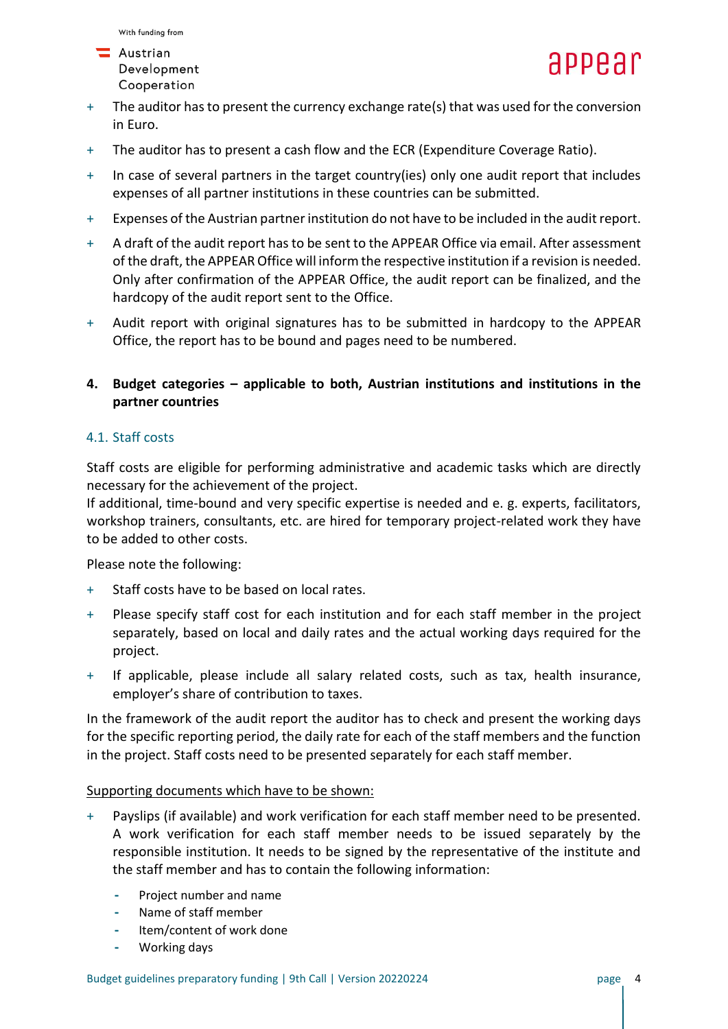- The auditor has to present the currency exchange rate(s) that was used for the conversion in Euro.
- The auditor has to present a cash flow and the ECR (Expenditure Coverage Ratio).
- In case of several partners in the target country(ies) only one audit report that includes expenses of all partner institutions in these countries can be submitted.
- Expenses of the Austrian partner institution do not have to be included in the audit report.
- A draft of the audit report has to be sent to the APPEAR Office via email. After assessment of the draft, the APPEAR Office will inform the respective institution if a revision is needed. Only after confirmation of the APPEAR Office, the audit report can be finalized, and the hardcopy of the audit report sent to the Office.
- Audit report with original signatures has to be submitted in hardcopy to the APPEAR Office, the report has to be bound and pages need to be numbered.

## 4. Budget categories – applicable to both, Austrian institutions and institutions in the partner countries

### 4.1. Staff costs

Staff costs are eligible for performing administrative and academic tasks which are directly necessary for the achievement of the project.
If additional, time-bound and very specific expertise is needed and e. g. experts, facilitators, workshop trainers, consultants, etc. are hired for temporary project-related work they have to be added to other costs.

Please note the following:

- Staff costs have to be based on local rates.
- Please specify staff cost for each institution and for each staff member in the project separately, based on local and daily rates and the actual working days required for the project.
- If applicable, please include all salary related costs, such as tax, health insurance, employer's share of contribution to taxes.

In the framework of the audit report the auditor has to check and present the working days for the specific reporting period, the daily rate for each of the staff members and the function in the project. Staff costs need to be presented separately for each staff member.

<u>Supporting documents which have to be shown:</u>

- Payslips (if available) and work verification for each staff member need to be presented. A work verification for each staff member needs to be issued separately by the responsible institution. It needs to be signed by the representative of the institute and the staff member and has to contain the following information:
    - Project number and name
    - Name of staff member
    - Item/content of work done
    - Working days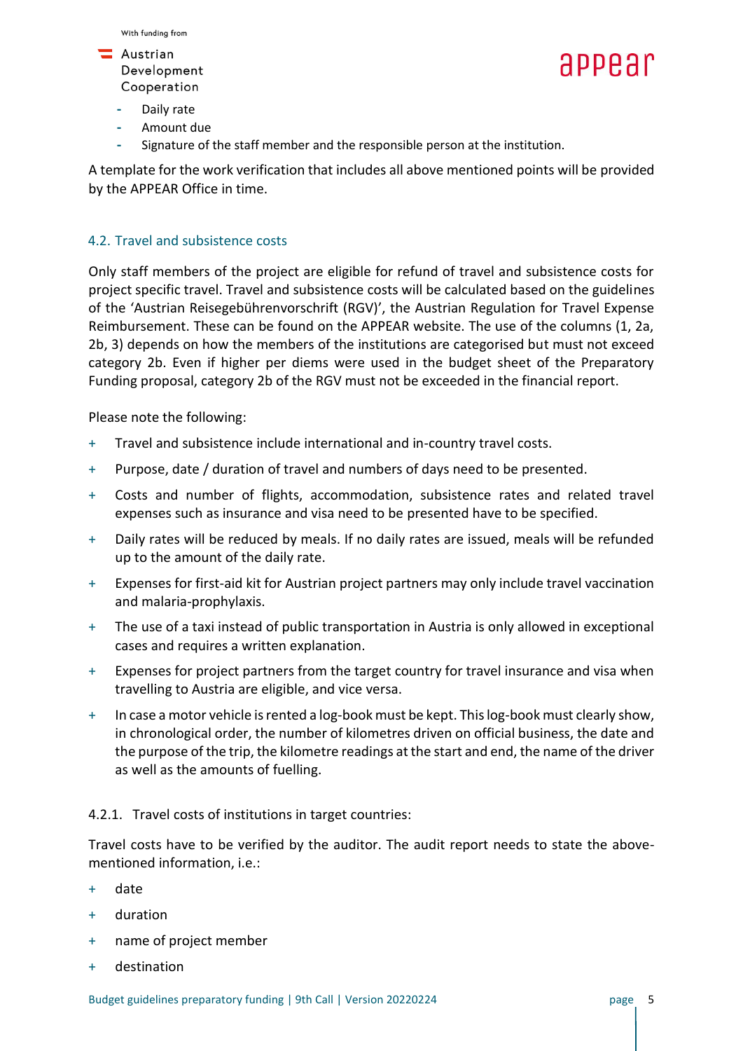- Daily rate
- Amount due
- Signature of the staff member and the responsible person at the institution.

A template for the work verification that includes all above mentioned points will be provided by the APPEAR Office in time.

### 4.2. Travel and subsistence costs

Only staff members of the project are eligible for refund of travel and subsistence costs for project specific travel. Travel and subsistence costs will be calculated based on the guidelines of the 'Austrian Reisegebührenvorschrift (RGV)', the Austrian Regulation for Travel Expense Reimbursement. These can be found on the APPEAR website. The use of the columns (1, 2a, 2b, 3) depends on how the members of the institutions are categorised but must not exceed category 2b. Even if higher per diems were used in the budget sheet of the Preparatory Funding proposal, category 2b of the RGV must not be exceeded in the financial report.

Please note the following:

+ Travel and subsistence include international and in-country travel costs.
+ Purpose, date / duration of travel and numbers of days need to be presented.
+ Costs and number of flights, accommodation, subsistence rates and related travel expenses such as insurance and visa need to be presented have to be specified.
+ Daily rates will be reduced by meals. If no daily rates are issued, meals will be refunded up to the amount of the daily rate.
+ Expenses for first-aid kit for Austrian project partners may only include travel vaccination and malaria-prophylaxis.
+ The use of a taxi instead of public transportation in Austria is only allowed in exceptional cases and requires a written explanation.
+ Expenses for project partners from the target country for travel insurance and visa when travelling to Austria are eligible, and vice versa.
+ In case a motor vehicle is rented a log-book must be kept. This log-book must clearly show, in chronological order, the number of kilometres driven on official business, the date and the purpose of the trip, the kilometre readings at the start and end, the name of the driver as well as the amounts of fuelling.

#### 4.2.1. Travel costs of institutions in target countries:

Travel costs have to be verified by the auditor. The audit report needs to state the above-mentioned information, i.e.:

+ date
+ duration
+ name of project member
+ destination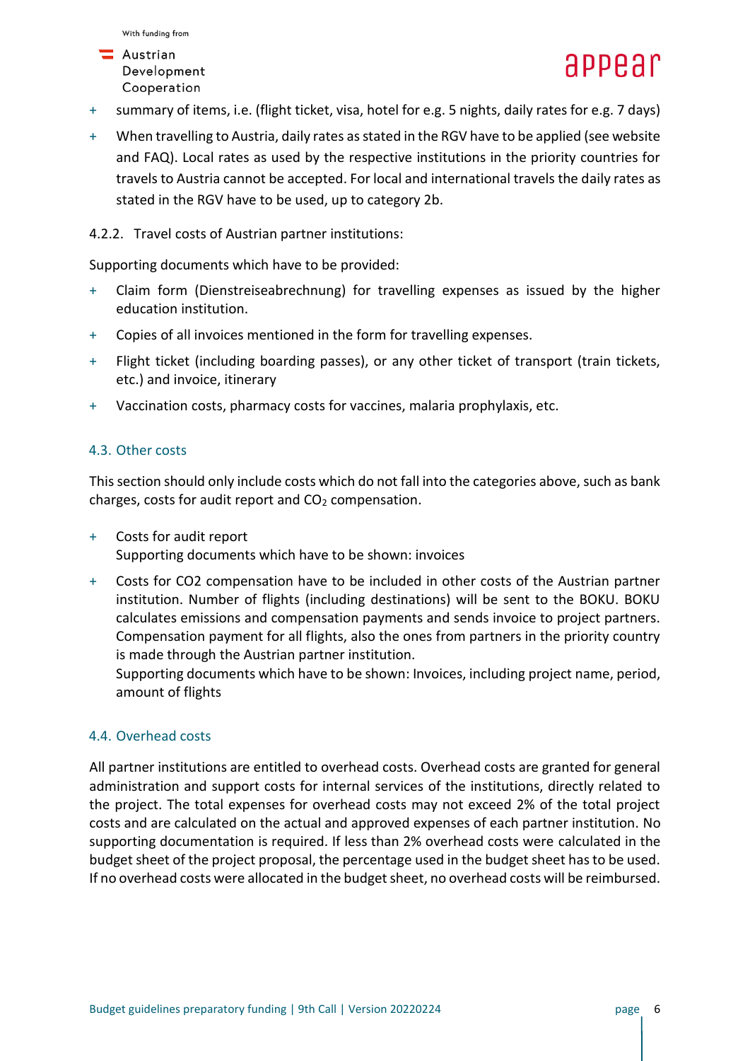- summary of items, i.e. (flight ticket, visa, hotel for e.g. 5 nights, daily rates for e.g. 7 days)
- When travelling to Austria, daily rates as stated in the RGV have to be applied (see website and FAQ). Local rates as used by the respective institutions in the priority countries for travels to Austria cannot be accepted. For local and international travels the daily rates as stated in the RGV have to be used, up to category 2b.

4.2.2. Travel costs of Austrian partner institutions:

Supporting documents which have to be provided:

- Claim form (Dienstreiseabrechnung) for travelling expenses as issued by the higher education institution.
- Copies of all invoices mentioned in the form for travelling expenses.
- Flight ticket (including boarding passes), or any other ticket of transport (train tickets, etc.) and invoice, itinerary
- Vaccination costs, pharmacy costs for vaccines, malaria prophylaxis, etc.

### 4.3. Other costs

This section should only include costs which do not fall into the categories above, such as bank charges, costs for audit report and $CO_2$ compensation.

- Costs for audit report
  Supporting documents which have to be shown: invoices
- Costs for CO2 compensation have to be included in other costs of the Austrian partner institution. Number of flights (including destinations) will be sent to the BOKU. BOKU calculates emissions and compensation payments and sends invoice to project partners. Compensation payment for all flights, also the ones from partners in the priority country is made through the Austrian partner institution.
  Supporting documents which have to be shown: Invoices, including project name, period, amount of flights

### 4.4. Overhead costs

All partner institutions are entitled to overhead costs. Overhead costs are granted for general administration and support costs for internal services of the institutions, directly related to the project. The total expenses for overhead costs may not exceed 2% of the total project costs and are calculated on the actual and approved expenses of each partner institution. No supporting documentation is required. If less than 2% overhead costs were calculated in the budget sheet of the project proposal, the percentage used in the budget sheet has to be used. If no overhead costs were allocated in the budget sheet, no overhead costs will be reimbursed.